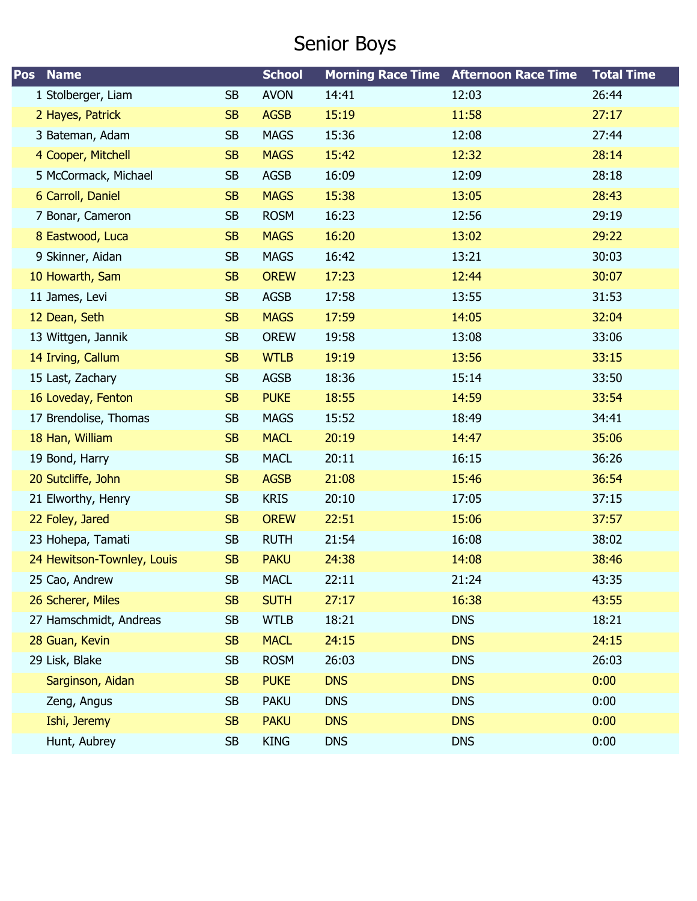# Senior Boys

| Pos | Name | | School | Morning Race Time | Afternoon Race Time | Total Time |
|---|---|---|---|---|---|---|
| 1 | Stolberger, Liam | SB | AVON | 14:41 | 12:03 | 26:44 |
| 2 | Hayes, Patrick | SB | AGSB | 15:19 | 11:58 | 27:17 |
| 3 | Bateman, Adam | SB | MAGS | 15:36 | 12:08 | 27:44 |
| 4 | Cooper, Mitchell | SB | MAGS | 15:42 | 12:32 | 28:14 |
| 5 | McCormack, Michael | SB | AGSB | 16:09 | 12:09 | 28:18 |
| 6 | Carroll, Daniel | SB | MAGS | 15:38 | 13:05 | 28:43 |
| 7 | Bonar, Cameron | SB | ROSM | 16:23 | 12:56 | 29:19 |
| 8 | Eastwood, Luca | SB | MAGS | 16:20 | 13:02 | 29:22 |
| 9 | Skinner, Aidan | SB | MAGS | 16:42 | 13:21 | 30:03 |
| 10 | Howarth, Sam | SB | OREW | 17:23 | 12:44 | 30:07 |
| 11 | James, Levi | SB | AGSB | 17:58 | 13:55 | 31:53 |
| 12 | Dean, Seth | SB | MAGS | 17:59 | 14:05 | 32:04 |
| 13 | Wittgen, Jannik | SB | OREW | 19:58 | 13:08 | 33:06 |
| 14 | Irving, Callum | SB | WTLB | 19:19 | 13:56 | 33:15 |
| 15 | Last, Zachary | SB | AGSB | 18:36 | 15:14 | 33:50 |
| 16 | Loveday, Fenton | SB | PUKE | 18:55 | 14:59 | 33:54 |
| 17 | Brendolise, Thomas | SB | MAGS | 15:52 | 18:49 | 34:41 |
| 18 | Han, William | SB | MACL | 20:19 | 14:47 | 35:06 |
| 19 | Bond, Harry | SB | MACL | 20:11 | 16:15 | 36:26 |
| 20 | Sutcliffe, John | SB | AGSB | 21:08 | 15:46 | 36:54 |
| 21 | Elworthy, Henry | SB | KRIS | 20:10 | 17:05 | 37:15 |
| 22 | Foley, Jared | SB | OREW | 22:51 | 15:06 | 37:57 |
| 23 | Hohepa, Tamati | SB | RUTH | 21:54 | 16:08 | 38:02 |
| 24 | Hewitson-Townley, Louis | SB | PAKU | 24:38 | 14:08 | 38:46 |
| 25 | Cao, Andrew | SB | MACL | 22:11 | 21:24 | 43:35 |
| 26 | Scherer, Miles | SB | SUTH | 27:17 | 16:38 | 43:55 |
| 27 | Hamschmidt, Andreas | SB | WTLB | 18:21 | DNS | 18:21 |
| 28 | Guan, Kevin | SB | MACL | 24:15 | DNS | 24:15 |
| 29 | Lisk, Blake | SB | ROSM | 26:03 | DNS | 26:03 |
| | Sarginson, Aidan | SB | PUKE | DNS | DNS | 0:00 |
| | Zeng, Angus | SB | PAKU | DNS | DNS | 0:00 |
| | Ishi, Jeremy | SB | PAKU | DNS | DNS | 0:00 |
| | Hunt, Aubrey | SB | KING | DNS | DNS | 0:00 |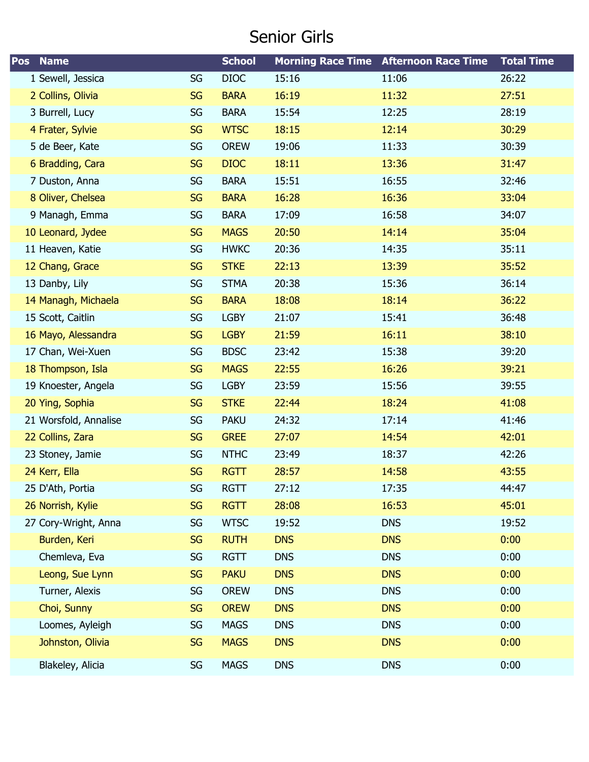# Senior Girls

| Pos | Name | | School | Morning Race Time | Afternoon Race Time | Total Time |
|---|---|---|---|---|---|---|
| 1 | Sewell, Jessica | SG | DIOC | 15:16 | 11:06 | 26:22 |
| 2 | Collins, Olivia | SG | BARA | 16:19 | 11:32 | 27:51 |
| 3 | Burrell, Lucy | SG | BARA | 15:54 | 12:25 | 28:19 |
| 4 | Frater, Sylvie | SG | WTSC | 18:15 | 12:14 | 30:29 |
| 5 | de Beer, Kate | SG | OREW | 19:06 | 11:33 | 30:39 |
| 6 | Bradding, Cara | SG | DIOC | 18:11 | 13:36 | 31:47 |
| 7 | Duston, Anna | SG | BARA | 15:51 | 16:55 | 32:46 |
| 8 | Oliver, Chelsea | SG | BARA | 16:28 | 16:36 | 33:04 |
| 9 | Managh, Emma | SG | BARA | 17:09 | 16:58 | 34:07 |
| 10 | Leonard, Jydee | SG | MAGS | 20:50 | 14:14 | 35:04 |
| 11 | Heaven, Katie | SG | HWKC | 20:36 | 14:35 | 35:11 |
| 12 | Chang, Grace | SG | STKE | 22:13 | 13:39 | 35:52 |
| 13 | Danby, Lily | SG | STMA | 20:38 | 15:36 | 36:14 |
| 14 | Managh, Michaela | SG | BARA | 18:08 | 18:14 | 36:22 |
| 15 | Scott, Caitlin | SG | LGBY | 21:07 | 15:41 | 36:48 |
| 16 | Mayo, Alessandra | SG | LGBY | 21:59 | 16:11 | 38:10 |
| 17 | Chan, Wei-Xuen | SG | BDSC | 23:42 | 15:38 | 39:20 |
| 18 | Thompson, Isla | SG | MAGS | 22:55 | 16:26 | 39:21 |
| 19 | Knoester, Angela | SG | LGBY | 23:59 | 15:56 | 39:55 |
| 20 | Ying, Sophia | SG | STKE | 22:44 | 18:24 | 41:08 |
| 21 | Worsfold, Annalise | SG | PAKU | 24:32 | 17:14 | 41:46 |
| 22 | Collins, Zara | SG | GREE | 27:07 | 14:54 | 42:01 |
| 23 | Stoney, Jamie | SG | NTHC | 23:49 | 18:37 | 42:26 |
| 24 | Kerr, Ella | SG | RGTT | 28:57 | 14:58 | 43:55 |
| 25 | D'Ath, Portia | SG | RGTT | 27:12 | 17:35 | 44:47 |
| 26 | Norrish, Kylie | SG | RGTT | 28:08 | 16:53 | 45:01 |
| 27 | Cory-Wright, Anna | SG | WTSC | 19:52 | DNS | 19:52 |
| | Burden, Keri | SG | RUTH | DNS | DNS | 0:00 |
| | Chemleva, Eva | SG | RGTT | DNS | DNS | 0:00 |
| | Leong, Sue Lynn | SG | PAKU | DNS | DNS | 0:00 |
| | Turner, Alexis | SG | OREW | DNS | DNS | 0:00 |
| | Choi, Sunny | SG | OREW | DNS | DNS | 0:00 |
| | Loomes, Ayleigh | SG | MAGS | DNS | DNS | 0:00 |
| | Johnston, Olivia | SG | MAGS | DNS | DNS | 0:00 |
| | Blakeley, Alicia | SG | MAGS | DNS | DNS | 0:00 |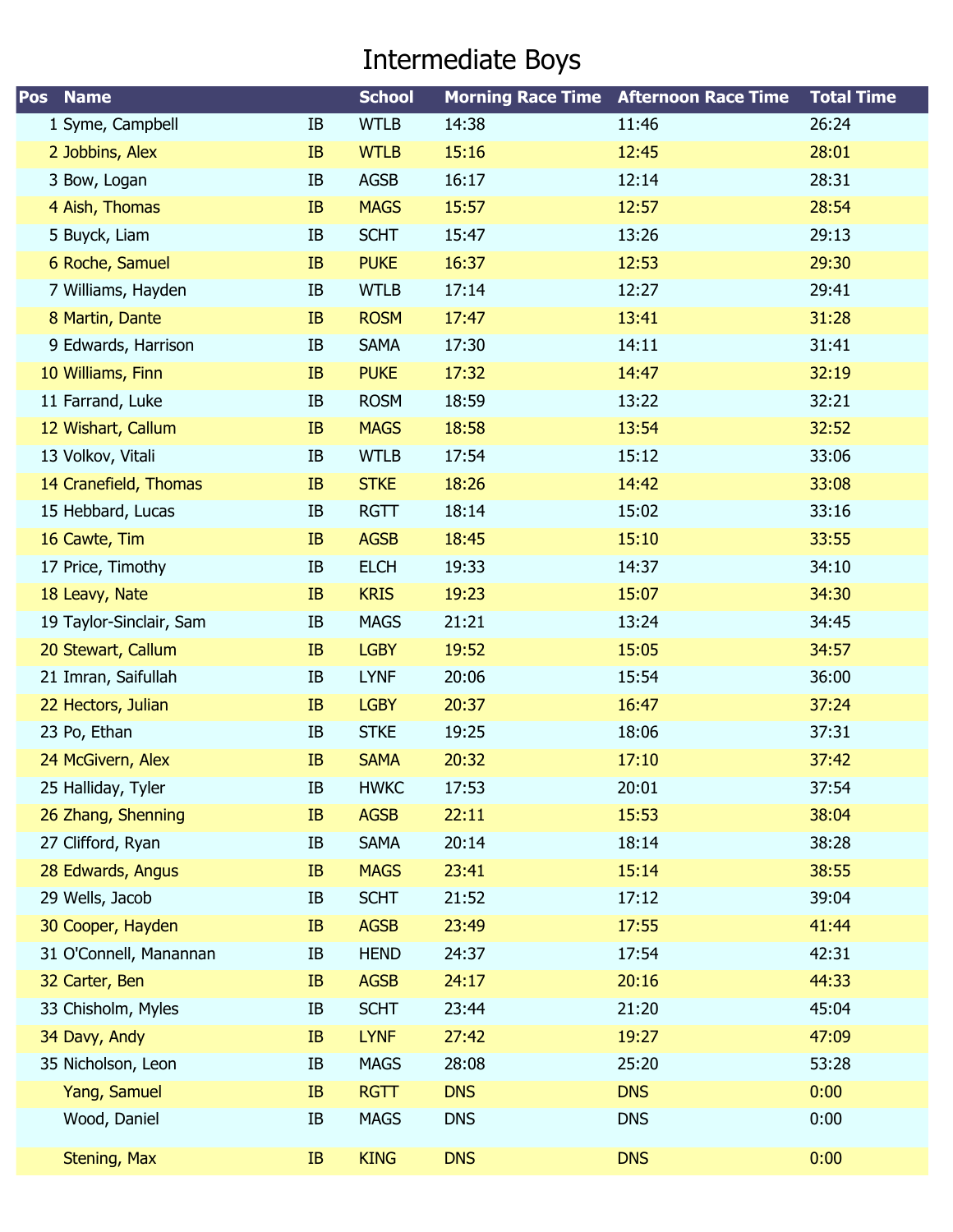# Intermediate Boys

| Pos | Name | | School | Morning Race Time | Afternoon Race Time | Total Time |
|---|---|---|---|---|---|---|
| 1 | Syme, Campbell | IB | WTLB | 14:38 | 11:46 | 26:24 |
| 2 | Jobbins, Alex | IB | WTLB | 15:16 | 12:45 | 28:01 |
| 3 | Bow, Logan | IB | AGSB | 16:17 | 12:14 | 28:31 |
| 4 | Aish, Thomas | IB | MAGS | 15:57 | 12:57 | 28:54 |
| 5 | Buyck, Liam | IB | SCHT | 15:47 | 13:26 | 29:13 |
| 6 | Roche, Samuel | IB | PUKE | 16:37 | 12:53 | 29:30 |
| 7 | Williams, Hayden | IB | WTLB | 17:14 | 12:27 | 29:41 |
| 8 | Martin, Dante | IB | ROSM | 17:47 | 13:41 | 31:28 |
| 9 | Edwards, Harrison | IB | SAMA | 17:30 | 14:11 | 31:41 |
| 10 | Williams, Finn | IB | PUKE | 17:32 | 14:47 | 32:19 |
| 11 | Farrand, Luke | IB | ROSM | 18:59 | 13:22 | 32:21 |
| 12 | Wishart, Callum | IB | MAGS | 18:58 | 13:54 | 32:52 |
| 13 | Volkov, Vitali | IB | WTLB | 17:54 | 15:12 | 33:06 |
| 14 | Cranefield, Thomas | IB | STKE | 18:26 | 14:42 | 33:08 |
| 15 | Hebbard, Lucas | IB | RGTT | 18:14 | 15:02 | 33:16 |
| 16 | Cawte, Tim | IB | AGSB | 18:45 | 15:10 | 33:55 |
| 17 | Price, Timothy | IB | ELCH | 19:33 | 14:37 | 34:10 |
| 18 | Leavy, Nate | IB | KRIS | 19:23 | 15:07 | 34:30 |
| 19 | Taylor-Sinclair, Sam | IB | MAGS | 21:21 | 13:24 | 34:45 |
| 20 | Stewart, Callum | IB | LGBY | 19:52 | 15:05 | 34:57 |
| 21 | Imran, Saifullah | IB | LYNF | 20:06 | 15:54 | 36:00 |
| 22 | Hectors, Julian | IB | LGBY | 20:37 | 16:47 | 37:24 |
| 23 | Po, Ethan | IB | STKE | 19:25 | 18:06 | 37:31 |
| 24 | McGivern, Alex | IB | SAMA | 20:32 | 17:10 | 37:42 |
| 25 | Halliday, Tyler | IB | HWKC | 17:53 | 20:01 | 37:54 |
| 26 | Zhang, Shenning | IB | AGSB | 22:11 | 15:53 | 38:04 |
| 27 | Clifford, Ryan | IB | SAMA | 20:14 | 18:14 | 38:28 |
| 28 | Edwards, Angus | IB | MAGS | 23:41 | 15:14 | 38:55 |
| 29 | Wells, Jacob | IB | SCHT | 21:52 | 17:12 | 39:04 |
| 30 | Cooper, Hayden | IB | AGSB | 23:49 | 17:55 | 41:44 |
| 31 | O'Connell, Manannan | IB | HEND | 24:37 | 17:54 | 42:31 |
| 32 | Carter, Ben | IB | AGSB | 24:17 | 20:16 | 44:33 |
| 33 | Chisholm, Myles | IB | SCHT | 23:44 | 21:20 | 45:04 |
| 34 | Davy, Andy | IB | LYNF | 27:42 | 19:27 | 47:09 |
| 35 | Nicholson, Leon | IB | MAGS | 28:08 | 25:20 | 53:28 |
| | Yang, Samuel | IB | RGTT | DNS | DNS | 0:00 |
| | Wood, Daniel | IB | MAGS | DNS | DNS | 0:00 |
| | Stening, Max | IB | KING | DNS | DNS | 0:00 |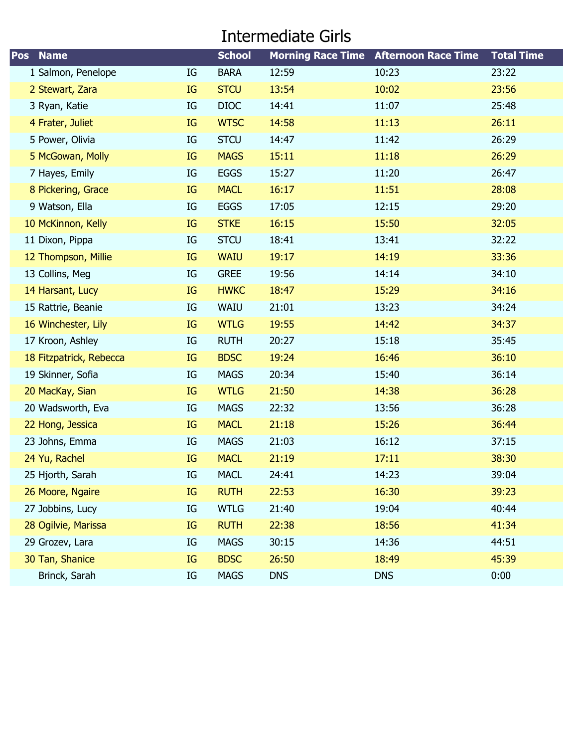# Intermediate Girls

| Pos | Name | | School | Morning Race Time | Afternoon Race Time | Total Time |
|---|---|---|---|---|---|---|
| 1 | Salmon, Penelope | IG | BARA | 12:59 | 10:23 | 23:22 |
| 2 | Stewart, Zara | IG | STCU | 13:54 | 10:02 | 23:56 |
| 3 | Ryan, Katie | IG | DIOC | 14:41 | 11:07 | 25:48 |
| 4 | Frater, Juliet | IG | WTSC | 14:58 | 11:13 | 26:11 |
| 5 | Power, Olivia | IG | STCU | 14:47 | 11:42 | 26:29 |
| 5 | McGowan, Molly | IG | MAGS | 15:11 | 11:18 | 26:29 |
| 7 | Hayes, Emily | IG | EGGS | 15:27 | 11:20 | 26:47 |
| 8 | Pickering, Grace | IG | MACL | 16:17 | 11:51 | 28:08 |
| 9 | Watson, Ella | IG | EGGS | 17:05 | 12:15 | 29:20 |
| 10 | McKinnon, Kelly | IG | STKE | 16:15 | 15:50 | 32:05 |
| 11 | Dixon, Pippa | IG | STCU | 18:41 | 13:41 | 32:22 |
| 12 | Thompson, Millie | IG | WAIU | 19:17 | 14:19 | 33:36 |
| 13 | Collins, Meg | IG | GREE | 19:56 | 14:14 | 34:10 |
| 14 | Harsant, Lucy | IG | HWKC | 18:47 | 15:29 | 34:16 |
| 15 | Rattrie, Beanie | IG | WAIU | 21:01 | 13:23 | 34:24 |
| 16 | Winchester, Lily | IG | WTLG | 19:55 | 14:42 | 34:37 |
| 17 | Kroon, Ashley | IG | RUTH | 20:27 | 15:18 | 35:45 |
| 18 | Fitzpatrick, Rebecca | IG | BDSC | 19:24 | 16:46 | 36:10 |
| 19 | Skinner, Sofia | IG | MAGS | 20:34 | 15:40 | 36:14 |
| 20 | MacKay, Sian | IG | WTLG | 21:50 | 14:38 | 36:28 |
| 20 | Wadsworth, Eva | IG | MAGS | 22:32 | 13:56 | 36:28 |
| 22 | Hong, Jessica | IG | MACL | 21:18 | 15:26 | 36:44 |
| 23 | Johns, Emma | IG | MAGS | 21:03 | 16:12 | 37:15 |
| 24 | Yu, Rachel | IG | MACL | 21:19 | 17:11 | 38:30 |
| 25 | Hjorth, Sarah | IG | MACL | 24:41 | 14:23 | 39:04 |
| 26 | Moore, Ngaire | IG | RUTH | 22:53 | 16:30 | 39:23 |
| 27 | Jobbins, Lucy | IG | WTLG | 21:40 | 19:04 | 40:44 |
| 28 | Ogilvie, Marissa | IG | RUTH | 22:38 | 18:56 | 41:34 |
| 29 | Grozev, Lara | IG | MAGS | 30:15 | 14:36 | 44:51 |
| 30 | Tan, Shanice | IG | BDSC | 26:50 | 18:49 | 45:39 |
| | Brinck, Sarah | IG | MAGS | DNS | DNS | 0:00 |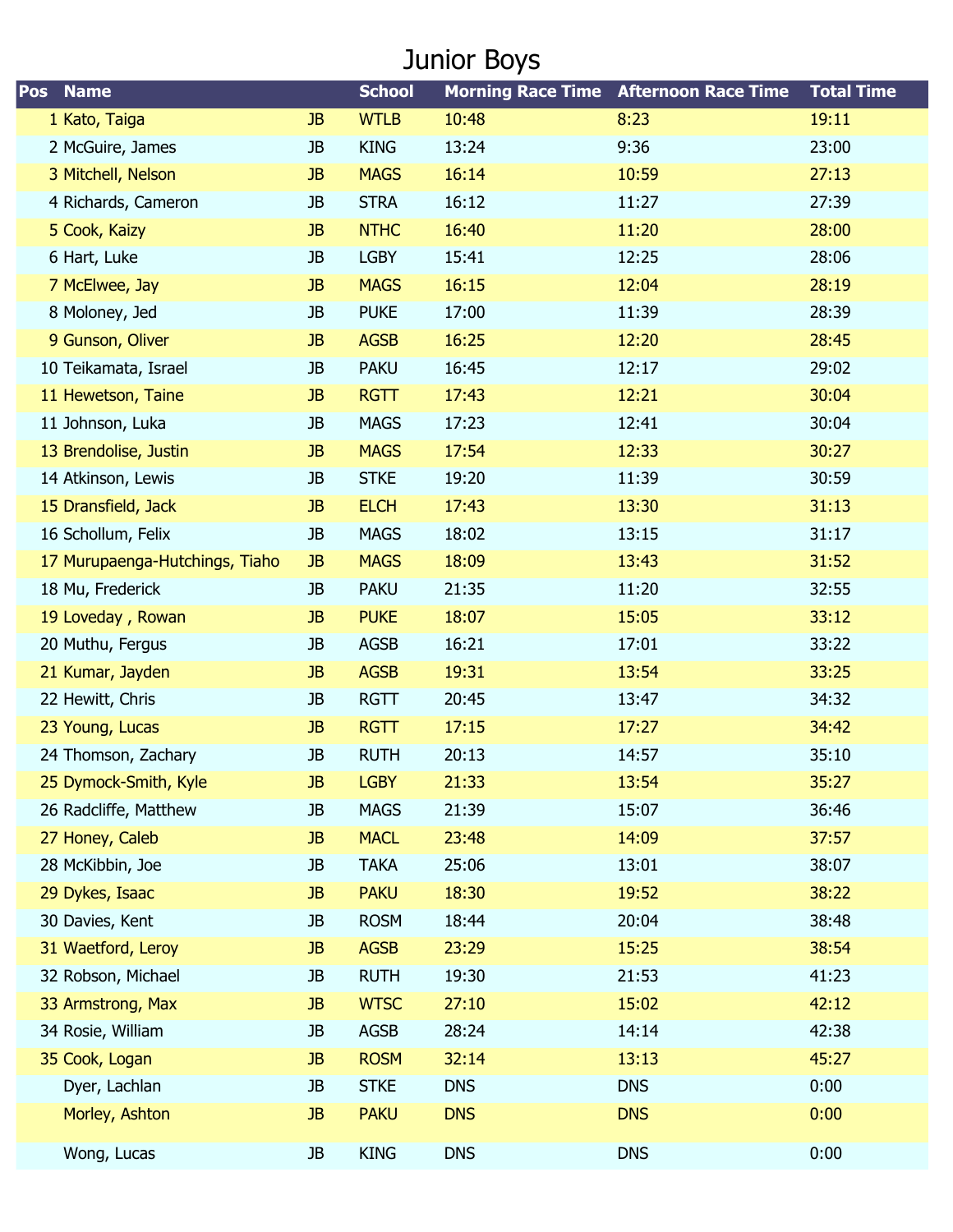# Junior Boys

| Pos | Name | | School | Morning Race Time | Afternoon Race Time | Total Time |
|---|---|---|---|---|---|---|
| 1 | Kato, Taiga | JB | WTLB | 10:48 | 8:23 | 19:11 |
| 2 | McGuire, James | JB | KING | 13:24 | 9:36 | 23:00 |
| 3 | Mitchell, Nelson | JB | MAGS | 16:14 | 10:59 | 27:13 |
| 4 | Richards, Cameron | JB | STRA | 16:12 | 11:27 | 27:39 |
| 5 | Cook, Kaizy | JB | NTHC | 16:40 | 11:20 | 28:00 |
| 6 | Hart, Luke | JB | LGBY | 15:41 | 12:25 | 28:06 |
| 7 | McElwee, Jay | JB | MAGS | 16:15 | 12:04 | 28:19 |
| 8 | Moloney, Jed | JB | PUKE | 17:00 | 11:39 | 28:39 |
| 9 | Gunson, Oliver | JB | AGSB | 16:25 | 12:20 | 28:45 |
| 10 | Teikamata, Israel | JB | PAKU | 16:45 | 12:17 | 29:02 |
| 11 | Hewetson, Taine | JB | RGTT | 17:43 | 12:21 | 30:04 |
| 11 | Johnson, Luka | JB | MAGS | 17:23 | 12:41 | 30:04 |
| 13 | Brendolise, Justin | JB | MAGS | 17:54 | 12:33 | 30:27 |
| 14 | Atkinson, Lewis | JB | STKE | 19:20 | 11:39 | 30:59 |
| 15 | Dransfield, Jack | JB | ELCH | 17:43 | 13:30 | 31:13 |
| 16 | Schollum, Felix | JB | MAGS | 18:02 | 13:15 | 31:17 |
| 17 | Murupaenga-Hutchings, Tiaho | JB | MAGS | 18:09 | 13:43 | 31:52 |
| 18 | Mu, Frederick | JB | PAKU | 21:35 | 11:20 | 32:55 |
| 19 | Loveday , Rowan | JB | PUKE | 18:07 | 15:05 | 33:12 |
| 20 | Muthu, Fergus | JB | AGSB | 16:21 | 17:01 | 33:22 |
| 21 | Kumar, Jayden | JB | AGSB | 19:31 | 13:54 | 33:25 |
| 22 | Hewitt, Chris | JB | RGTT | 20:45 | 13:47 | 34:32 |
| 23 | Young, Lucas | JB | RGTT | 17:15 | 17:27 | 34:42 |
| 24 | Thomson, Zachary | JB | RUTH | 20:13 | 14:57 | 35:10 |
| 25 | Dymock-Smith, Kyle | JB | LGBY | 21:33 | 13:54 | 35:27 |
| 26 | Radcliffe, Matthew | JB | MAGS | 21:39 | 15:07 | 36:46 |
| 27 | Honey, Caleb | JB | MACL | 23:48 | 14:09 | 37:57 |
| 28 | McKibbin, Joe | JB | TAKA | 25:06 | 13:01 | 38:07 |
| 29 | Dykes, Isaac | JB | PAKU | 18:30 | 19:52 | 38:22 |
| 30 | Davies, Kent | JB | ROSM | 18:44 | 20:04 | 38:48 |
| 31 | Waetford, Leroy | JB | AGSB | 23:29 | 15:25 | 38:54 |
| 32 | Robson, Michael | JB | RUTH | 19:30 | 21:53 | 41:23 |
| 33 | Armstrong, Max | JB | WTSC | 27:10 | 15:02 | 42:12 |
| 34 | Rosie, William | JB | AGSB | 28:24 | 14:14 | 42:38 |
| 35 | Cook, Logan | JB | ROSM | 32:14 | 13:13 | 45:27 |
| | Dyer, Lachlan | JB | STKE | DNS | DNS | 0:00 |
| | Morley, Ashton | JB | PAKU | DNS | DNS | 0:00 |
| | Wong, Lucas | JB | KING | DNS | DNS | 0:00 |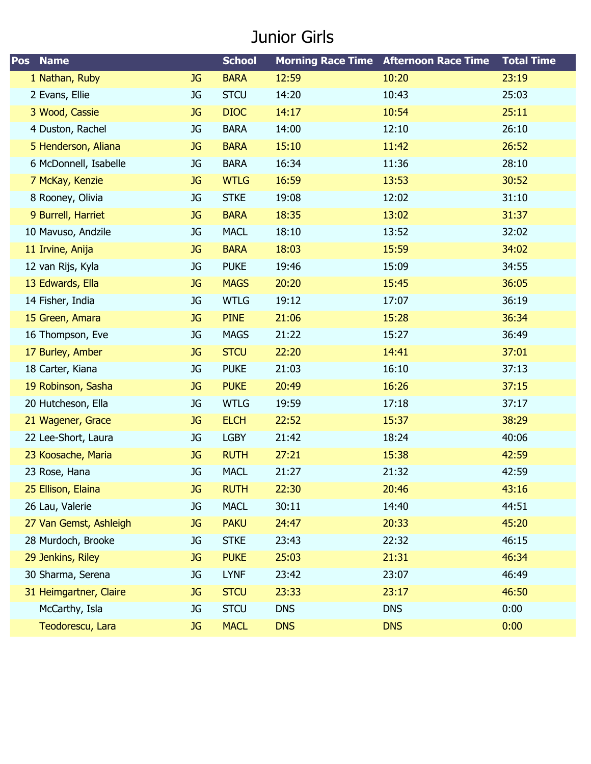# Junior Girls

| Pos | Name | | School | Morning Race Time | Afternoon Race Time | Total Time |
|---|---|---|---|---|---|---|
| 1 | Nathan, Ruby | JG | BARA | 12:59 | 10:20 | 23:19 |
| 2 | Evans, Ellie | JG | STCU | 14:20 | 10:43 | 25:03 |
| 3 | Wood, Cassie | JG | DIOC | 14:17 | 10:54 | 25:11 |
| 4 | Duston, Rachel | JG | BARA | 14:00 | 12:10 | 26:10 |
| 5 | Henderson, Aliana | JG | BARA | 15:10 | 11:42 | 26:52 |
| 6 | McDonnell, Isabelle | JG | BARA | 16:34 | 11:36 | 28:10 |
| 7 | McKay, Kenzie | JG | WTLG | 16:59 | 13:53 | 30:52 |
| 8 | Rooney, Olivia | JG | STKE | 19:08 | 12:02 | 31:10 |
| 9 | Burrell, Harriet | JG | BARA | 18:35 | 13:02 | 31:37 |
| 10 | Mavuso, Andzile | JG | MACL | 18:10 | 13:52 | 32:02 |
| 11 | Irvine, Anija | JG | BARA | 18:03 | 15:59 | 34:02 |
| 12 | van Rijs, Kyla | JG | PUKE | 19:46 | 15:09 | 34:55 |
| 13 | Edwards, Ella | JG | MAGS | 20:20 | 15:45 | 36:05 |
| 14 | Fisher, India | JG | WTLG | 19:12 | 17:07 | 36:19 |
| 15 | Green, Amara | JG | PINE | 21:06 | 15:28 | 36:34 |
| 16 | Thompson, Eve | JG | MAGS | 21:22 | 15:27 | 36:49 |
| 17 | Burley, Amber | JG | STCU | 22:20 | 14:41 | 37:01 |
| 18 | Carter, Kiana | JG | PUKE | 21:03 | 16:10 | 37:13 |
| 19 | Robinson, Sasha | JG | PUKE | 20:49 | 16:26 | 37:15 |
| 20 | Hutcheson, Ella | JG | WTLG | 19:59 | 17:18 | 37:17 |
| 21 | Wagener, Grace | JG | ELCH | 22:52 | 15:37 | 38:29 |
| 22 | Lee-Short, Laura | JG | LGBY | 21:42 | 18:24 | 40:06 |
| 23 | Koosache, Maria | JG | RUTH | 27:21 | 15:38 | 42:59 |
| 23 | Rose, Hana | JG | MACL | 21:27 | 21:32 | 42:59 |
| 25 | Ellison, Elaina | JG | RUTH | 22:30 | 20:46 | 43:16 |
| 26 | Lau, Valerie | JG | MACL | 30:11 | 14:40 | 44:51 |
| 27 | Van Gemst, Ashleigh | JG | PAKU | 24:47 | 20:33 | 45:20 |
| 28 | Murdoch, Brooke | JG | STKE | 23:43 | 22:32 | 46:15 |
| 29 | Jenkins, Riley | JG | PUKE | 25:03 | 21:31 | 46:34 |
| 30 | Sharma, Serena | JG | LYNF | 23:42 | 23:07 | 46:49 |
| 31 | Heimgartner, Claire | JG | STCU | 23:33 | 23:17 | 46:50 |
| | McCarthy, Isla | JG | STCU | DNS | DNS | 0:00 |
| | Teodorescu, Lara | JG | MACL | DNS | DNS | 0:00 |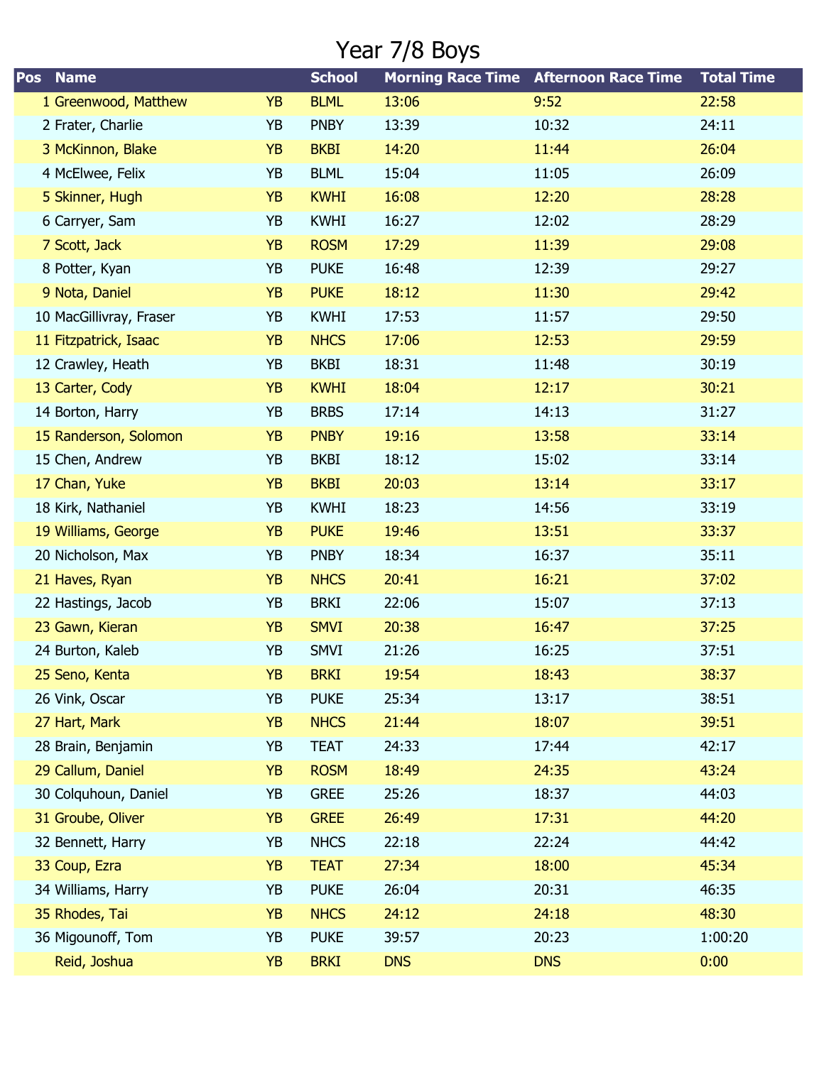# Year 7/8 Boys

| Pos | Name | | School | Morning Race Time | Afternoon Race Time | Total Time |
|---|---|---|---|---|---|---|
| 1 | Greenwood, Matthew | YB | BLML | 13:06 | 9:52 | 22:58 |
| 2 | Frater, Charlie | YB | PNBY | 13:39 | 10:32 | 24:11 |
| 3 | McKinnon, Blake | YB | BKBI | 14:20 | 11:44 | 26:04 |
| 4 | McElwee, Felix | YB | BLML | 15:04 | 11:05 | 26:09 |
| 5 | Skinner, Hugh | YB | KWHI | 16:08 | 12:20 | 28:28 |
| 6 | Carryer, Sam | YB | KWHI | 16:27 | 12:02 | 28:29 |
| 7 | Scott, Jack | YB | ROSM | 17:29 | 11:39 | 29:08 |
| 8 | Potter, Kyan | YB | PUKE | 16:48 | 12:39 | 29:27 |
| 9 | Nota, Daniel | YB | PUKE | 18:12 | 11:30 | 29:42 |
| 10 | MacGillivray, Fraser | YB | KWHI | 17:53 | 11:57 | 29:50 |
| 11 | Fitzpatrick, Isaac | YB | NHCS | 17:06 | 12:53 | 29:59 |
| 12 | Crawley, Heath | YB | BKBI | 18:31 | 11:48 | 30:19 |
| 13 | Carter, Cody | YB | KWHI | 18:04 | 12:17 | 30:21 |
| 14 | Borton, Harry | YB | BRBS | 17:14 | 14:13 | 31:27 |
| 15 | Randerson, Solomon | YB | PNBY | 19:16 | 13:58 | 33:14 |
| 15 | Chen, Andrew | YB | BKBI | 18:12 | 15:02 | 33:14 |
| 17 | Chan, Yuke | YB | BKBI | 20:03 | 13:14 | 33:17 |
| 18 | Kirk, Nathaniel | YB | KWHI | 18:23 | 14:56 | 33:19 |
| 19 | Williams, George | YB | PUKE | 19:46 | 13:51 | 33:37 |
| 20 | Nicholson, Max | YB | PNBY | 18:34 | 16:37 | 35:11 |
| 21 | Haves, Ryan | YB | NHCS | 20:41 | 16:21 | 37:02 |
| 22 | Hastings, Jacob | YB | BRKI | 22:06 | 15:07 | 37:13 |
| 23 | Gawn, Kieran | YB | SMVI | 20:38 | 16:47 | 37:25 |
| 24 | Burton, Kaleb | YB | SMVI | 21:26 | 16:25 | 37:51 |
| 25 | Seno, Kenta | YB | BRKI | 19:54 | 18:43 | 38:37 |
| 26 | Vink, Oscar | YB | PUKE | 25:34 | 13:17 | 38:51 |
| 27 | Hart, Mark | YB | NHCS | 21:44 | 18:07 | 39:51 |
| 28 | Brain, Benjamin | YB | TEAT | 24:33 | 17:44 | 42:17 |
| 29 | Callum, Daniel | YB | ROSM | 18:49 | 24:35 | 43:24 |
| 30 | Colquhoun, Daniel | YB | GREE | 25:26 | 18:37 | 44:03 |
| 31 | Groube, Oliver | YB | GREE | 26:49 | 17:31 | 44:20 |
| 32 | Bennett, Harry | YB | NHCS | 22:18 | 22:24 | 44:42 |
| 33 | Coup, Ezra | YB | TEAT | 27:34 | 18:00 | 45:34 |
| 34 | Williams, Harry | YB | PUKE | 26:04 | 20:31 | 46:35 |
| 35 | Rhodes, Tai | YB | NHCS | 24:12 | 24:18 | 48:30 |
| 36 | Migounoff, Tom | YB | PUKE | 39:57 | 20:23 | 1:00:20 |
| | Reid, Joshua | YB | BRKI | DNS | DNS | 0:00 |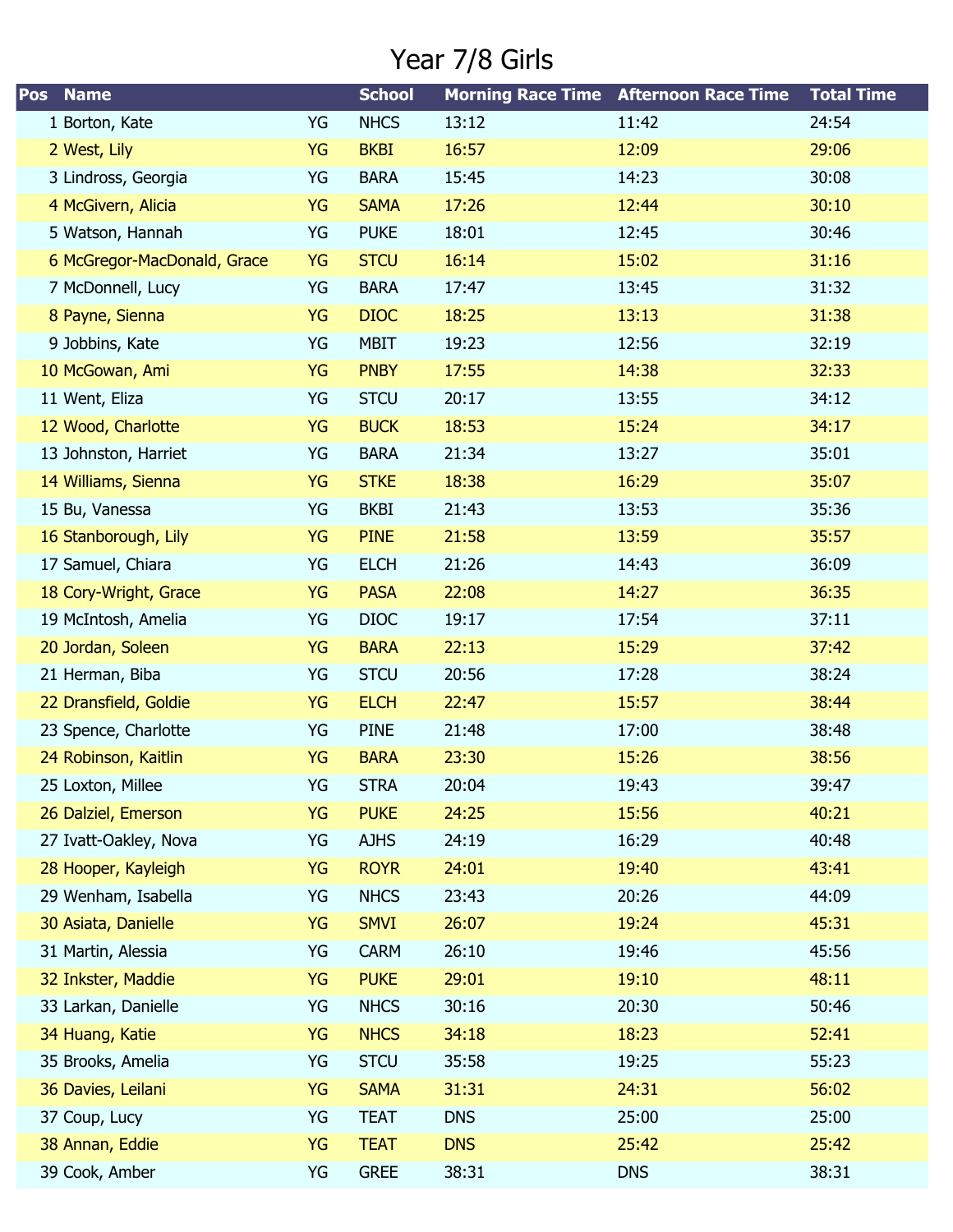# Year 7/8 Girls

| Pos | Name | | School | Morning Race Time | Afternoon Race Time | Total Time |
|---|---|---|---|---|---|---|
| 1 | Borton, Kate | YG | NHCS | 13:12 | 11:42 | 24:54 |
| 2 | West, Lily | YG | BKBI | 16:57 | 12:09 | 29:06 |
| 3 | Lindross, Georgia | YG | BARA | 15:45 | 14:23 | 30:08 |
| 4 | McGivern, Alicia | YG | SAMA | 17:26 | 12:44 | 30:10 |
| 5 | Watson, Hannah | YG | PUKE | 18:01 | 12:45 | 30:46 |
| 6 | McGregor-MacDonald, Grace | YG | STCU | 16:14 | 15:02 | 31:16 |
| 7 | McDonnell, Lucy | YG | BARA | 17:47 | 13:45 | 31:32 |
| 8 | Payne, Sienna | YG | DIOC | 18:25 | 13:13 | 31:38 |
| 9 | Jobbins, Kate | YG | MBIT | 19:23 | 12:56 | 32:19 |
| 10 | McGowan, Ami | YG | PNBY | 17:55 | 14:38 | 32:33 |
| 11 | Went, Eliza | YG | STCU | 20:17 | 13:55 | 34:12 |
| 12 | Wood, Charlotte | YG | BUCK | 18:53 | 15:24 | 34:17 |
| 13 | Johnston, Harriet | YG | BARA | 21:34 | 13:27 | 35:01 |
| 14 | Williams, Sienna | YG | STKE | 18:38 | 16:29 | 35:07 |
| 15 | Bu, Vanessa | YG | BKBI | 21:43 | 13:53 | 35:36 |
| 16 | Stanborough, Lily | YG | PINE | 21:58 | 13:59 | 35:57 |
| 17 | Samuel, Chiara | YG | ELCH | 21:26 | 14:43 | 36:09 |
| 18 | Cory-Wright, Grace | YG | PASA | 22:08 | 14:27 | 36:35 |
| 19 | McIntosh, Amelia | YG | DIOC | 19:17 | 17:54 | 37:11 |
| 20 | Jordan, Soleen | YG | BARA | 22:13 | 15:29 | 37:42 |
| 21 | Herman, Biba | YG | STCU | 20:56 | 17:28 | 38:24 |
| 22 | Dransfield, Goldie | YG | ELCH | 22:47 | 15:57 | 38:44 |
| 23 | Spence, Charlotte | YG | PINE | 21:48 | 17:00 | 38:48 |
| 24 | Robinson, Kaitlin | YG | BARA | 23:30 | 15:26 | 38:56 |
| 25 | Loxton, Millee | YG | STRA | 20:04 | 19:43 | 39:47 |
| 26 | Dalziel, Emerson | YG | PUKE | 24:25 | 15:56 | 40:21 |
| 27 | Ivatt-Oakley, Nova | YG | AJHS | 24:19 | 16:29 | 40:48 |
| 28 | Hooper, Kayleigh | YG | ROYR | 24:01 | 19:40 | 43:41 |
| 29 | Wenham, Isabella | YG | NHCS | 23:43 | 20:26 | 44:09 |
| 30 | Asiata, Danielle | YG | SMVI | 26:07 | 19:24 | 45:31 |
| 31 | Martin, Alessia | YG | CARM | 26:10 | 19:46 | 45:56 |
| 32 | Inkster, Maddie | YG | PUKE | 29:01 | 19:10 | 48:11 |
| 33 | Larkan, Danielle | YG | NHCS | 30:16 | 20:30 | 50:46 |
| 34 | Huang, Katie | YG | NHCS | 34:18 | 18:23 | 52:41 |
| 35 | Brooks, Amelia | YG | STCU | 35:58 | 19:25 | 55:23 |
| 36 | Davies, Leilani | YG | SAMA | 31:31 | 24:31 | 56:02 |
| 37 | Coup, Lucy | YG | TEAT | DNS | 25:00 | 25:00 |
| 38 | Annan, Eddie | YG | TEAT | DNS | 25:42 | 25:42 |
| 39 | Cook, Amber | YG | GREE | 38:31 | DNS | 38:31 |